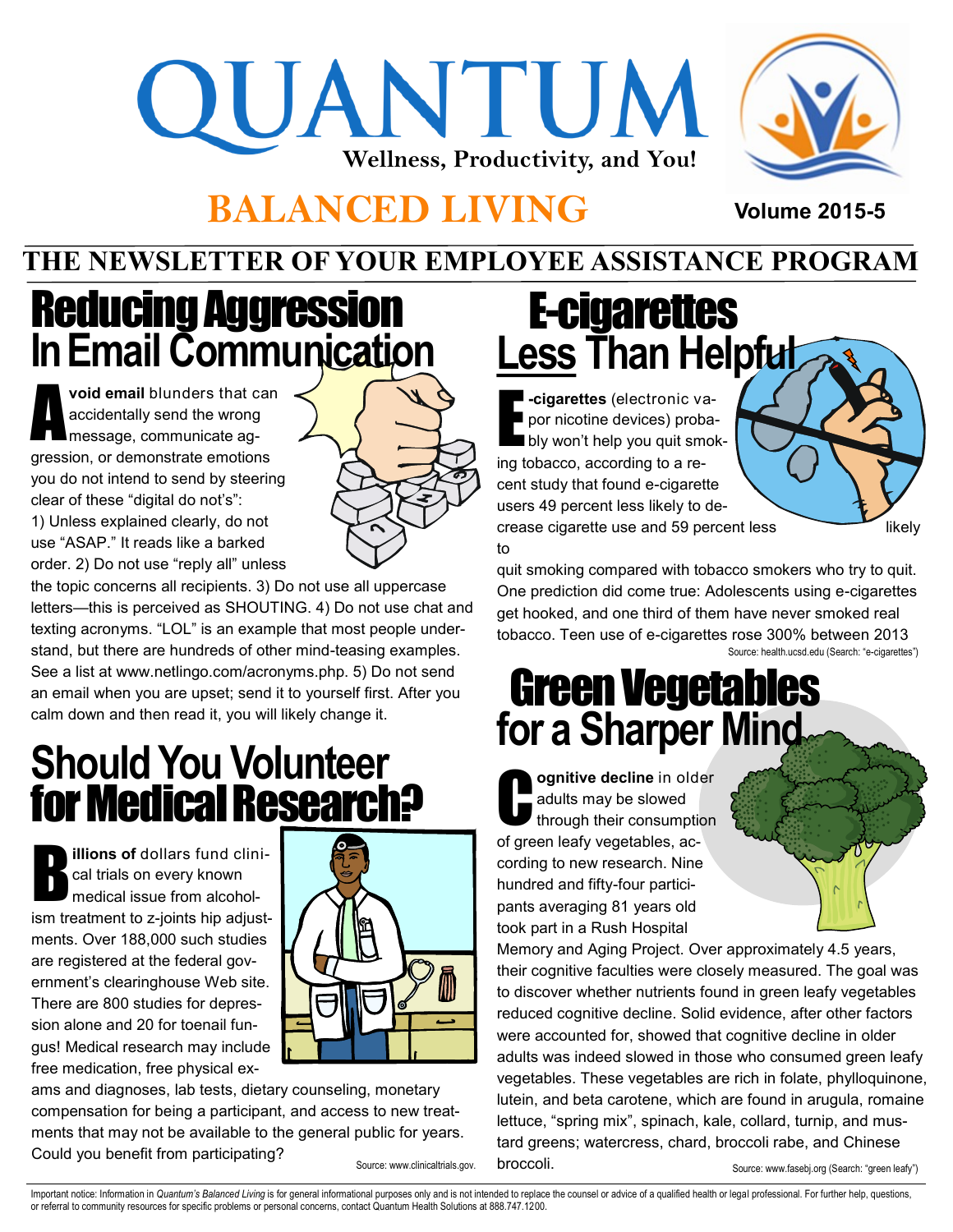# QUANTUM

**Wellness, Productivity, and You!**

# BALANCED LIVING

**Volume 2015-5**

## THE NEWSLETTER OF YOUR EMPLOYEE ASSISTANCE PROGRAM

## Reducing Aggression In Email Communication

**Avoid email** blunders that can accidentally send the wrong message, communicate aggression, or demonstrate emotions you do not intend to send by steering clear of these "digital do not's": 1) Unless explained clearly, do not use "ASAP." It reads like a barked order. 2) Do not use "reply all" unless the topic concerns all recipients. 3) Do not use all uppercase letters—this is perceived as SHOUTING. 4) Do not use chat and texting acronyms. "LOL" is an example that most people understand, but there are hundreds of other mind-teasing examples. See a list at www.netlingo.com/acronyms.php. 5) Do not send an email when you are upset; send it to yourself first. After you calm down and then read it, you will likely change it.

## Should You Volunteer for Medical Research?

**Billions of** dollars fund clinical trials on every known medical issue from alcoholism treatment to z-joints hip adjustments. Over 188,000 such studies are registered at the federal government's clearinghouse Web site. There are 800 studies for depression alone and 20 for toenail fungus! Medical research may include free medication, free physical exams and diagnoses, lab tests, dietary counseling, monetary compensation for being a participant, and access to new treatments that may not be available to the general public for years. Could you benefit from participating?

Source: www.clinicaltrials.gov.

## E-cigarettes Less Than Helpful

**E-cigarettes** (electronic vapor nicotine devices) probably won't help you quit smoking tobacco, according to a recent study that found e-cigarette users 49 percent less likely to decrease cigarette use and 59 percent less likely to quit smoking compared with tobacco smokers who try to quit. One prediction did come true: Adolescents using e-cigarettes get hooked, and one third of them have never smoked real tobacco. Teen use of e-cigarettes rose 300% between 2013

Source: health.ucsd.edu (Search: "e-cigarettes")

## Green Vegetables for a Sharper Mind

**Cognitive decline** in older adults may be slowed through their consumption of green leafy vegetables, according to new research. Nine hundred and fifty-four participants averaging 81 years old took part in a Rush Hospital Memory and Aging Project. Over approximately 4.5 years, their cognitive faculties were closely measured. The goal was to discover whether nutrients found in green leafy vegetables reduced cognitive decline. Solid evidence, after other factors were accounted for, showed that cognitive decline in older adults was indeed slowed in those who consumed green leafy vegetables. These vegetables are rich in folate, phylloquinone, lutein, and beta carotene, which are found in arugula, romaine lettuce, "spring mix", spinach, kale, collard, turnip, and mustard greens; watercress, chard, broccoli rabe, and Chinese broccoli.

Source: www.fasebj.org (Search: "green leafy")

Important notice: Information in *Quantum's Balanced Living* is for general informational purposes only and is not intended to replace the counsel or advice of a qualified health or legal professional. For further help, questions, or referral to community resources for specific problems or personal concerns, contact Quantum Health Solutions at 888.747.1200.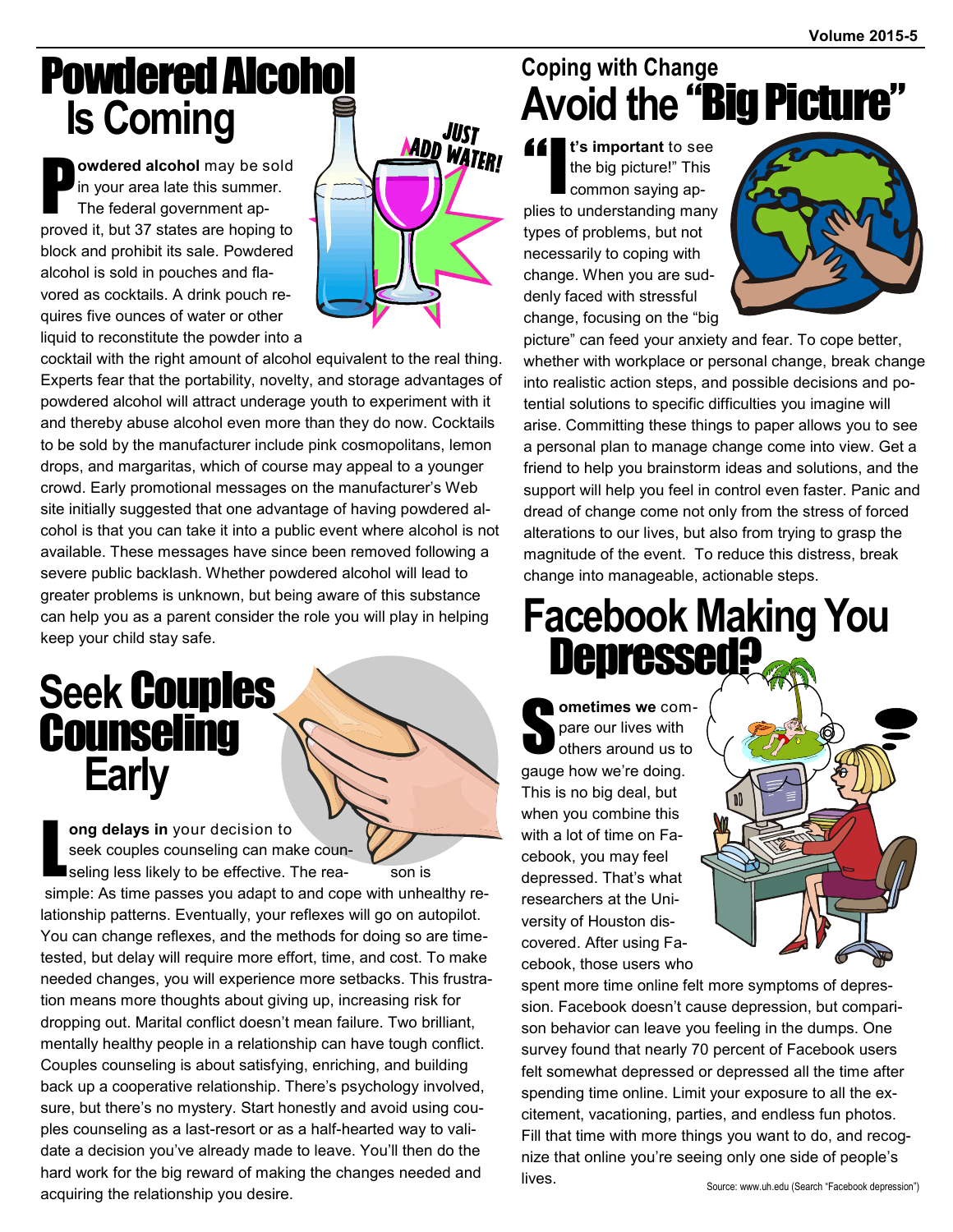# Powdered Alcohol Is Coming

JUST ADD WATER!

**Powdered alcohol** may be sold in your area late this summer. The federal government approved it, but 37 states are hoping to block and prohibit its sale. Powdered alcohol is sold in pouches and flavored as cocktails. A drink pouch requires five ounces of water or other liquid to reconstitute the powder into a cocktail with the right amount of alcohol equivalent to the real thing. Experts fear that the portability, novelty, and storage advantages of powdered alcohol will attract underage youth to experiment with it and thereby abuse alcohol even more than they do now. Cocktails to be sold by the manufacturer include pink cosmopolitans, lemon drops, and margaritas, which of course may appeal to a younger crowd. Early promotional messages on the manufacturer's Web site initially suggested that one advantage of having powdered alcohol is that you can take it into a public event where alcohol is not available. These messages have since been removed following a severe public backlash. Whether powdered alcohol will lead to greater problems is unknown, but being aware of this substance can help you as a parent consider the role you will play in helping keep your child stay safe.

# Seek Couples Counseling Early

**Long delays in** your decision to seek couples counseling can make counseling less likely to be effective. The reason is simple: As time passes you adapt to and cope with unhealthy relationship patterns. Eventually, your reflexes will go on autopilot. You can change reflexes, and the methods for doing so are time-tested, but delay will require more effort, time, and cost. To make needed changes, you will experience more setbacks. This frustration means more thoughts about giving up, increasing risk for dropping out. Marital conflict doesn't mean failure. Two brilliant, mentally healthy people in a relationship can have tough conflict. Couples counseling is about satisfying, enriching, and building back up a cooperative relationship. There's psychology involved, sure, but there's no mystery. Start honestly and avoid using couples counseling as a last-resort or as a half-hearted way to validate a decision you've already made to leave. You'll then do the hard work for the big reward of making the changes needed and acquiring the relationship you desire.

## Coping with Change

# Avoid the "Big Picture"

"**It's important** to see the big picture!" This common saying applies to understanding many types of problems, but not necessarily to coping with change. When you are suddenly faced with stressful change, focusing on the "big picture" can feed your anxiety and fear. To cope better, whether with workplace or personal change, break change into realistic action steps, and possible decisions and potential solutions to specific difficulties you imagine will arise. Committing these things to paper allows you to see a personal plan to manage change come into view. Get a friend to help you brainstorm ideas and solutions, and the support will help you feel in control even faster. Panic and dread of change come not only from the stress of forced alterations to our lives, but also from trying to grasp the magnitude of the event. To reduce this distress, break change into manageable, actionable steps.

# Facebook Making You Depressed?

**Sometimes we** compare our lives with others around us to gauge how we're doing. This is no big deal, but when you combine this with a lot of time on Facebook, you may feel depressed. That's what researchers at the University of Houston discovered. After using Facebook, those users who spent more time online felt more symptoms of depression. Facebook doesn't cause depression, but comparison behavior can leave you feeling in the dumps. One survey found that nearly 70 percent of Facebook users felt somewhat depressed or depressed all the time after spending time online. Limit your exposure to all the excitement, vacationing, parties, and endless fun photos. Fill that time with more things you want to do, and recognize that online you're seeing only one side of people's lives.

Source: www.uh.edu (Search "Facebook depression")